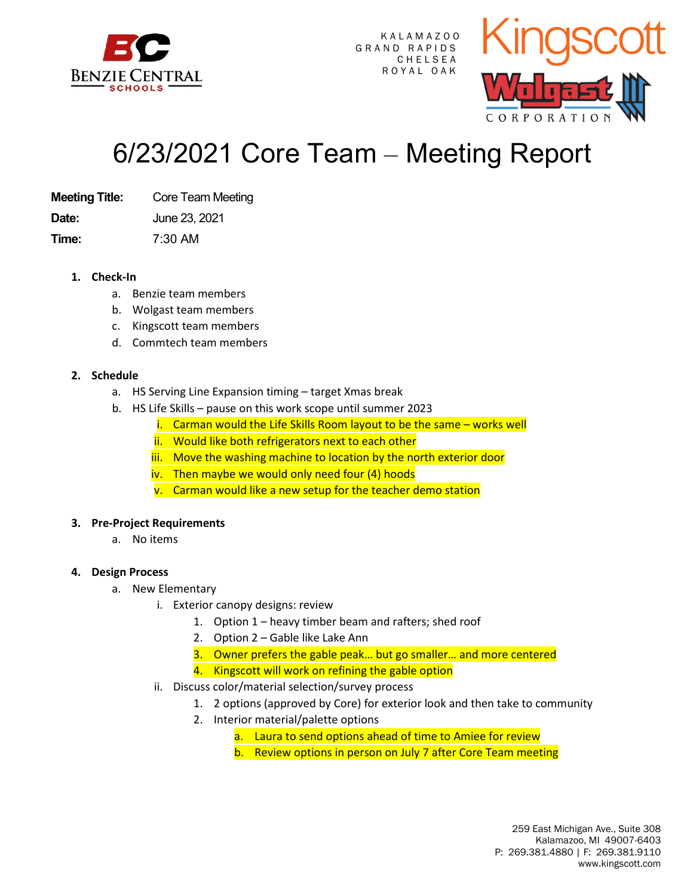# 6/23/2021 Core Team – Meeting Report

**Meeting Title:** Core Team Meeting

**Date:** June 23, 2021

**Time:** 7:30 AM

1. **Check-In**
   a. Benzie team members
   b. Wolgast team members
   c. Kingscott team members
   d. Commtech team members

2. **Schedule**
   a. HS Serving Line Expansion timing – target Xmas break
   b. HS Life Skills – pause on this work scope until summer 2023
      i. Carman would the Life Skills Room layout to be the same – works well
      ii. Would like both refrigerators next to each other
      iii. Move the washing machine to location by the north exterior door
      iv. Then maybe we would only need four (4) hoods
      v. Carman would like a new setup for the teacher demo station

3. **Pre-Project Requirements**
   a. No items

4. **Design Process**
   a. New Elementary
      i. Exterior canopy designs: review
         1. Option 1 – heavy timber beam and rafters; shed roof
         2. Option 2 – Gable like Lake Ann
         3. Owner prefers the gable peak… but go smaller… and more centered
         4. Kingscott will work on refining the gable option
      ii. Discuss color/material selection/survey process
         1. 2 options (approved by Core) for exterior look and then take to community
         2. Interior material/palette options
            a. Laura to send options ahead of time to Amiee for review
            b. Review options in person on July 7 after Core Team meeting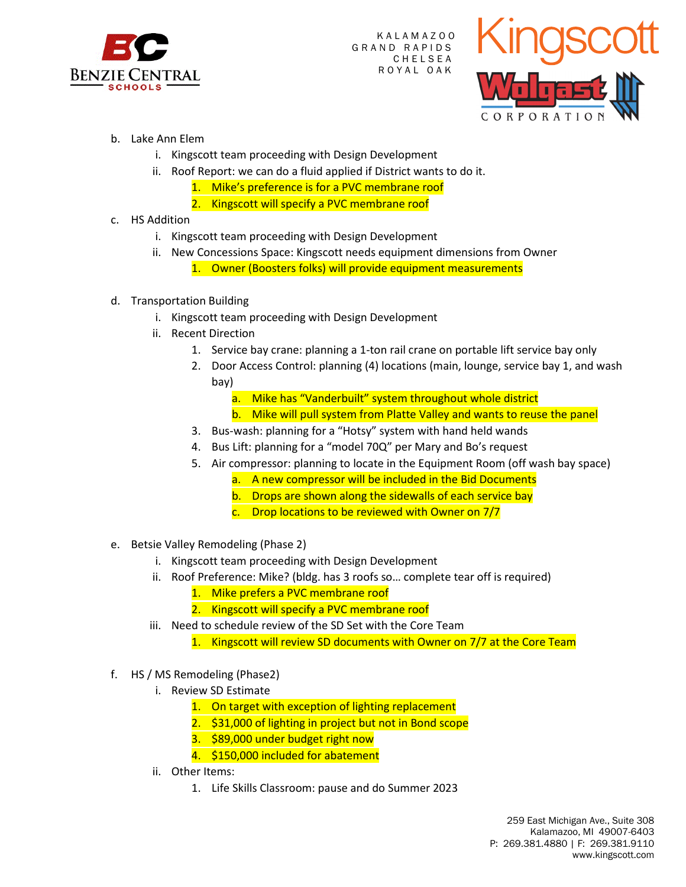b. Lake Ann Elem
   i. Kingscott team proceeding with Design Development
   ii. Roof Report: we can do a fluid applied if District wants to do it.
      1. Mike's preference is for a PVC membrane roof
      2. Kingscott will specify a PVC membrane roof

c. HS Addition
   i. Kingscott team proceeding with Design Development
   ii. New Concessions Space: Kingscott needs equipment dimensions from Owner
      1. Owner (Boosters folks) will provide equipment measurements

d. Transportation Building
   i. Kingscott team proceeding with Design Development
   ii. Recent Direction
      1. Service bay crane: planning a 1-ton rail crane on portable lift service bay only
      2. Door Access Control: planning (4) locations (main, lounge, service bay 1, and wash bay)
         a. Mike has "Vanderbuilt" system throughout whole district
         b. Mike will pull system from Platte Valley and wants to reuse the panel
      3. Bus-wash: planning for a "Hotsy" system with hand held wands
      4. Bus Lift: planning for a "model 70Q" per Mary and Bo's request
      5. Air compressor: planning to locate in the Equipment Room (off wash bay space)
         a. A new compressor will be included in the Bid Documents
         b. Drops are shown along the sidewalls of each service bay
         c. Drop locations to be reviewed with Owner on 7/7

e. Betsie Valley Remodeling (Phase 2)
   i. Kingscott team proceeding with Design Development
   ii. Roof Preference: Mike? (bldg. has 3 roofs so… complete tear off is required)
      1. Mike prefers a PVC membrane roof
      2. Kingscott will specify a PVC membrane roof
   iii. Need to schedule review of the SD Set with the Core Team
      1. Kingscott will review SD documents with Owner on 7/7 at the Core Team

f. HS / MS Remodeling (Phase2)
   i. Review SD Estimate
      1. On target with exception of lighting replacement
      2. $31,000 of lighting in project but not in Bond scope
      3. $89,000 under budget right now
      4. $150,000 included for abatement
   ii. Other Items:
      1. Life Skills Classroom: pause and do Summer 2023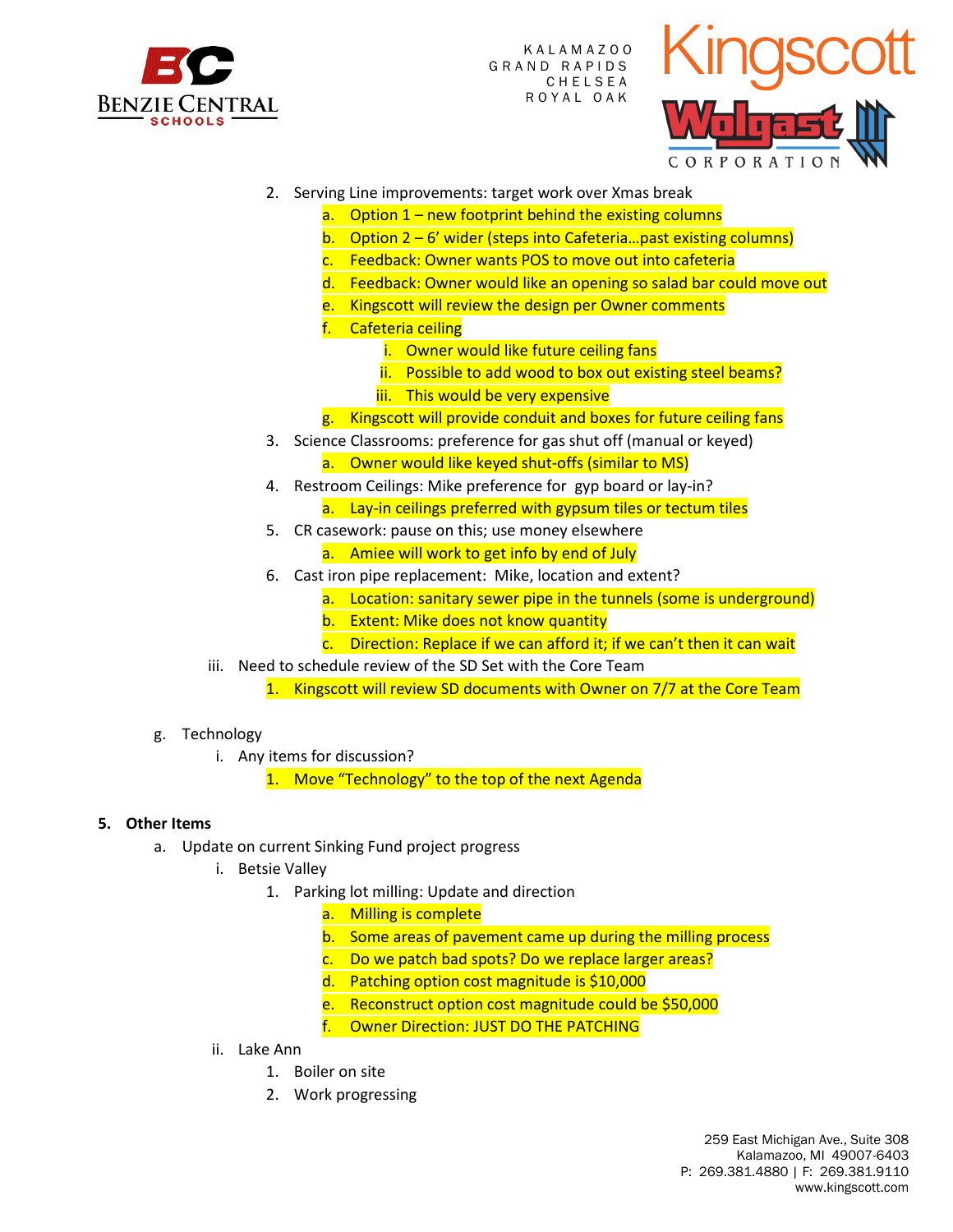2. Serving Line improvements: target work over Xmas break
    a. Option 1 – new footprint behind the existing columns
    b. Option 2 – 6' wider (steps into Cafeteria…past existing columns)
    c. Feedback: Owner wants POS to move out into cafeteria
    d. Feedback: Owner would like an opening so salad bar could move out
    e. Kingscott will review the design per Owner comments
    f. Cafeteria ceiling
        i. Owner would like future ceiling fans
        ii. Possible to add wood to box out existing steel beams?
        iii. This would be very expensive
    g. Kingscott will provide conduit and boxes for future ceiling fans
3. Science Classrooms: preference for gas shut off (manual or keyed)
    a. Owner would like keyed shut-offs (similar to MS)
4. Restroom Ceilings: Mike preference for gyp board or lay-in?
    a. Lay-in ceilings preferred with gypsum tiles or tectum tiles
5. CR casework: pause on this; use money elsewhere
    a. Amiee will work to get info by end of July
6. Cast iron pipe replacement: Mike, location and extent?
    a. Location: sanitary sewer pipe in the tunnels (some is underground)
    b. Extent: Mike does not know quantity
    c. Direction: Replace if we can afford it; if we can't then it can wait

iii. Need to schedule review of the SD Set with the Core Team
    1. Kingscott will review SD documents with Owner on 7/7 at the Core Team

g. Technology
    i. Any items for discussion?
        1. Move "Technology" to the top of the next Agenda

**5. Other Items**

a. Update on current Sinking Fund project progress
    i. Betsie Valley
        1. Parking lot milling: Update and direction
            a. Milling is complete
            b. Some areas of pavement came up during the milling process
            c. Do we patch bad spots? Do we replace larger areas?
            d. Patching option cost magnitude is $10,000
            e. Reconstruct option cost magnitude could be $50,000
            f. Owner Direction: JUST DO THE PATCHING
    ii. Lake Ann
        1. Boiler on site
        2. Work progressing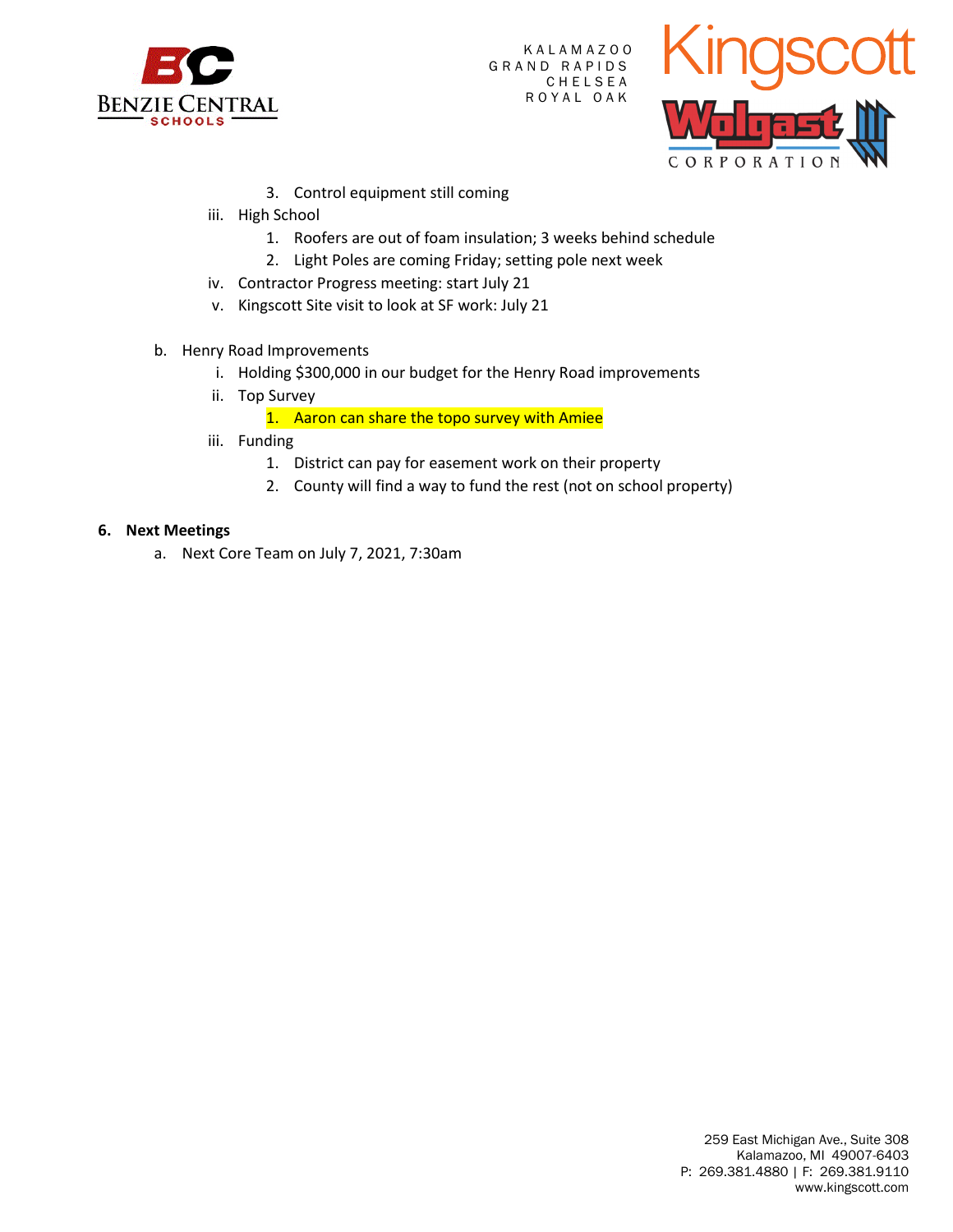3. Control equipment still coming

iii. High School

1. Roofers are out of foam insulation; 3 weeks behind schedule
2. Light Poles are coming Friday; setting pole next week

iv. Contractor Progress meeting: start July 21

v. Kingscott Site visit to look at SF work: July 21

b. Henry Road Improvements

i. Holding $300,000 in our budget for the Henry Road improvements

ii. Top Survey

1. Aaron can share the topo survey with Amiee

iii. Funding

1. District can pay for easement work on their property
2. County will find a way to fund the rest (not on school property)

**6. Next Meetings**

a. Next Core Team on July 7, 2021, 7:30am